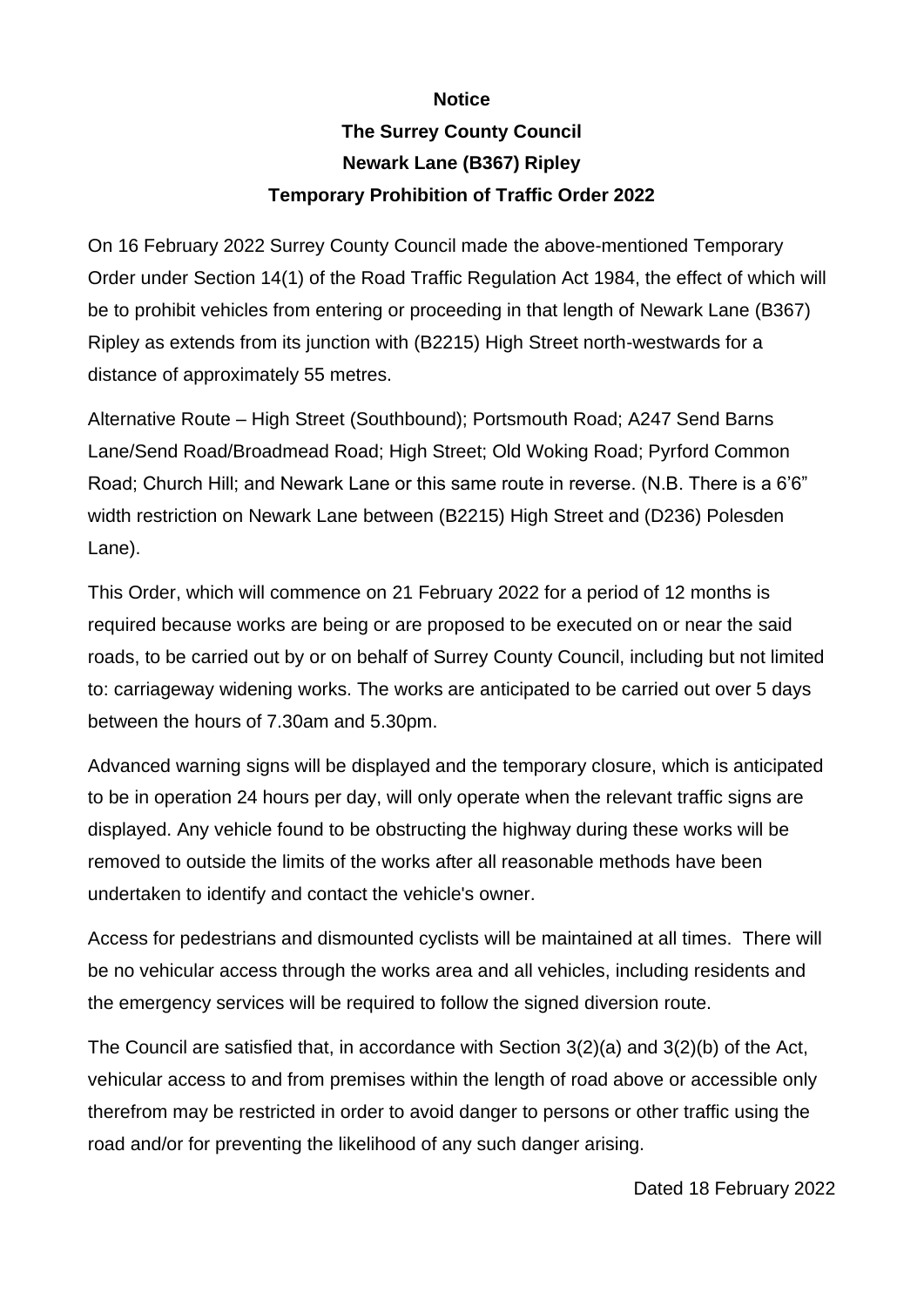**Notice**

**The Surrey County Council**

**Newark Lane (B367) Ripley**

**Temporary Prohibition of Traffic Order 2022**

On 16 February 2022 Surrey County Council made the above-mentioned Temporary Order under Section 14(1) of the Road Traffic Regulation Act 1984, the effect of which will be to prohibit vehicles from entering or proceeding in that length of Newark Lane (B367) Ripley as extends from its junction with (B2215) High Street north-westwards for a distance of approximately 55 metres.

Alternative Route – High Street (Southbound); Portsmouth Road; A247 Send Barns Lane/Send Road/Broadmead Road; High Street; Old Woking Road; Pyrford Common Road; Church Hill; and Newark Lane or this same route in reverse. (N.B. There is a 6'6" width restriction on Newark Lane between (B2215) High Street and (D236) Polesden Lane).

This Order, which will commence on 21 February 2022 for a period of 12 months is required because works are being or are proposed to be executed on or near the said roads, to be carried out by or on behalf of Surrey County Council, including but not limited to: carriageway widening works. The works are anticipated to be carried out over 5 days between the hours of 7.30am and 5.30pm.

Advanced warning signs will be displayed and the temporary closure, which is anticipated to be in operation 24 hours per day, will only operate when the relevant traffic signs are displayed. Any vehicle found to be obstructing the highway during these works will be removed to outside the limits of the works after all reasonable methods have been undertaken to identify and contact the vehicle's owner.

Access for pedestrians and dismounted cyclists will be maintained at all times. There will be no vehicular access through the works area and all vehicles, including residents and the emergency services will be required to follow the signed diversion route.

The Council are satisfied that, in accordance with Section 3(2)(a) and 3(2)(b) of the Act, vehicular access to and from premises within the length of road above or accessible only therefrom may be restricted in order to avoid danger to persons or other traffic using the road and/or for preventing the likelihood of any such danger arising.

Dated 18 February 2022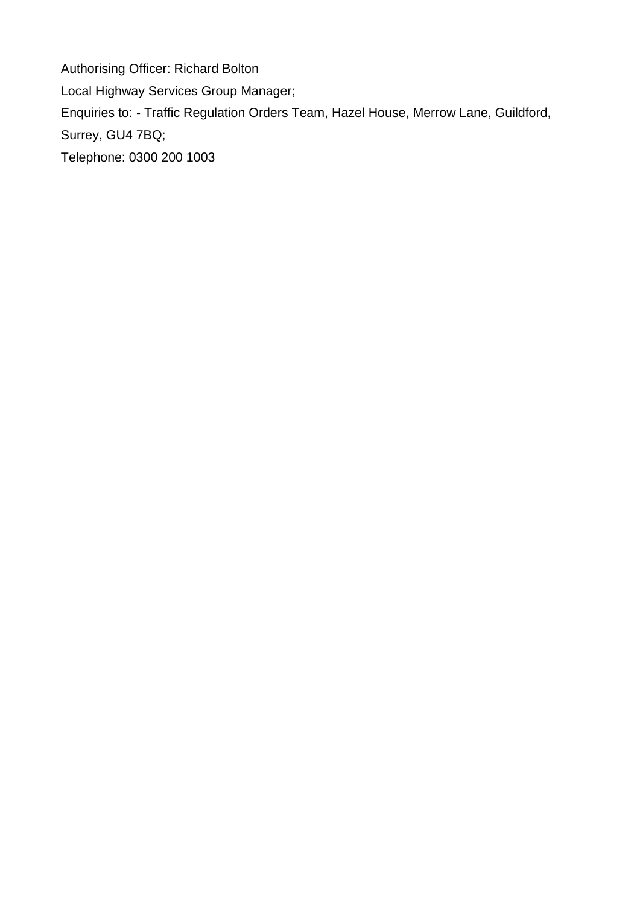Authorising Officer: Richard Bolton

Local Highway Services Group Manager;

Enquiries to: - Traffic Regulation Orders Team, Hazel House, Merrow Lane, Guildford, Surrey, GU4 7BQ;

Telephone: 0300 200 1003